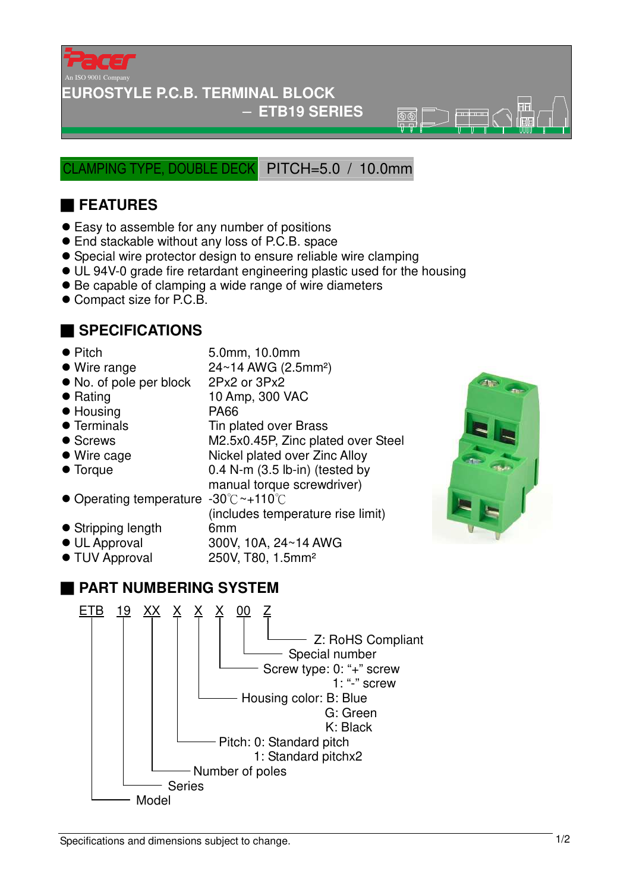Pacer
An ISO 9001 Company

# EUROSTYLE P.C.B. TERMINAL BLOCK

## – ETB19 SERIES

CLAMPING TYPE, DOUBLE DECK | PITCH=5.0 / 10.0mm

## FEATURES

- Easy to assemble for any number of positions
- End stackable without any loss of P.C.B. space
- Special wire protector design to ensure reliable wire clamping
- UL 94V-0 grade fire retardant engineering plastic used for the housing
- Be capable of clamping a wide range of wire diameters
- Compact size for P.C.B.

## SPECIFICATIONS

| | |
|---|---|
| Pitch | 5.0mm, 10.0mm |
| Wire range | 24~14 AWG (2.5mm²) |
| No. of pole per block | 2Px2 or 3Px2 |
| Rating | 10 Amp, 300 VAC |
| Housing | PA66 |
| Terminals | Tin plated over Brass |
| Screws | M2.5x0.45P, Zinc plated over Steel |
| Wire cage | Nickel plated over Zinc Alloy |
| Torque | 0.4 N-m (3.5 lb-in) (tested by manual torque screwdriver) |
| Operating temperature | -30℃~+110℃ (includes temperature rise limit) |
| Stripping length | 6mm |
| UL Approval | 300V, 10A, 24~14 AWG |
| TUV Approval | 250V, T80, 1.5mm² |

## PART NUMBERING SYSTEM

ETB 19 XX X X X 00 Z

- Z: RoHS Compliant
- 00: Special number
- X: Screw type: 0: "+" screw, 1: "-" screw
- X: Housing color: B: Blue, G: Green, K: Black
- X: Pitch: 0: Standard pitch, 1: Standard pitchx2
- XX: Number of poles
- 19: Series
- ETB: Model

Specifications and dimensions subject to change.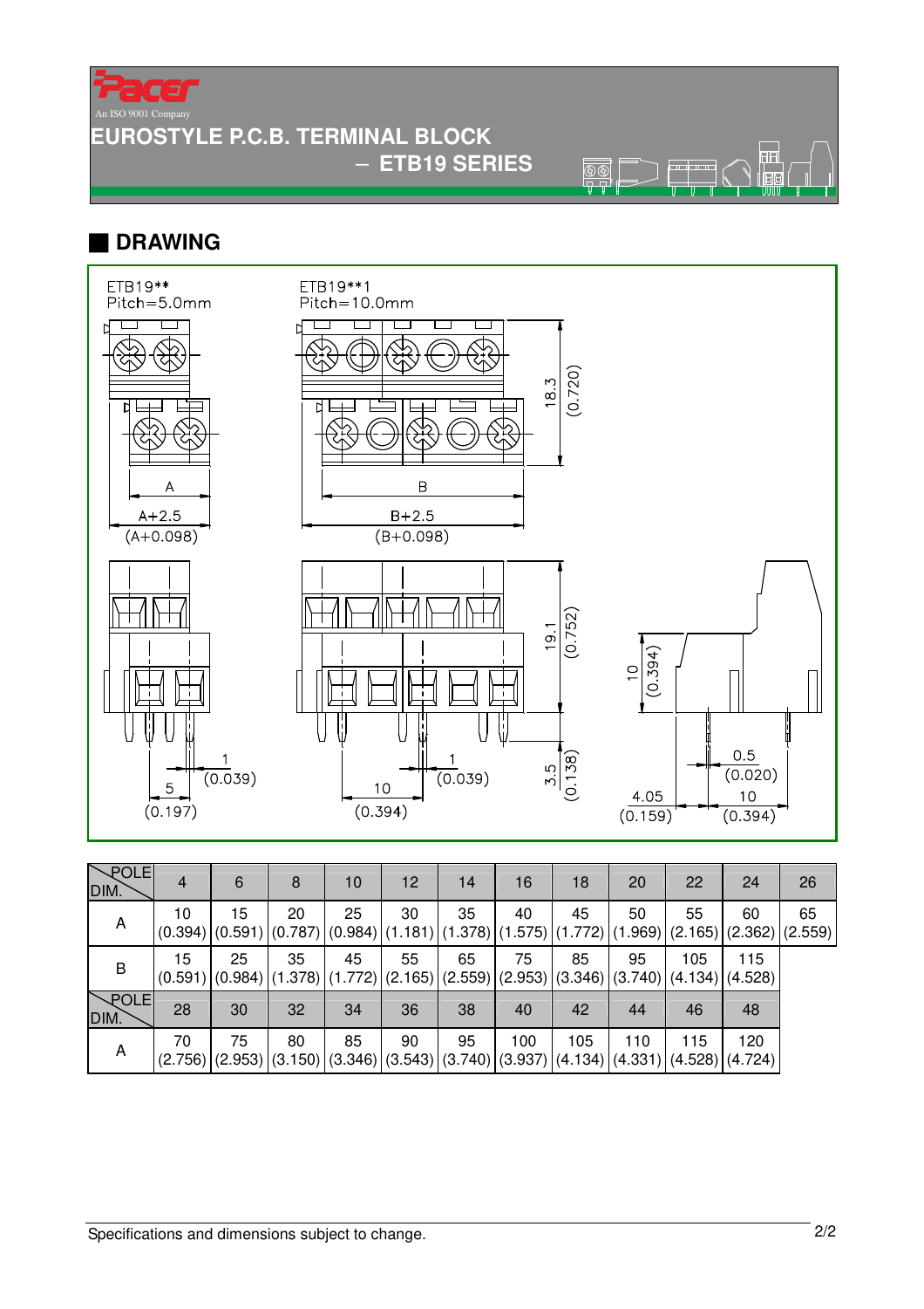# EUROSTYLE P.C.B. TERMINAL BLOCK
## – ETB19 SERIES

## DRAWING

ETB19**
Pitch=5.0mm

ETB19**1
Pitch=10.0mm

A
A+2.5
(A+0.098)

B
B+2.5
(B+0.098)

18.3
(0.720)

19.1
(0.752)

3.5
(0.138)

1
(0.039)

5
(0.197)

1
(0.039)

10
(0.394)

10
(0.394)

0.5
(0.020)

4.05
(0.159)

10
(0.394)

| POLE / DIM. | 4 | 6 | 8 | 10 | 12 | 14 | 16 | 18 | 20 | 22 | 24 | 26 |
|---|---|---|---|---|---|---|---|---|---|---|---|---|
| A | 10 (0.394) | 15 (0.591) | 20 (0.787) | 25 (0.984) | 30 (1.181) | 35 (1.378) | 40 (1.575) | 45 (1.772) | 50 (1.969) | 55 (2.165) | 60 (2.362) | 65 (2.559) |
| B | 15 (0.591) | 25 (0.984) | 35 (1.378) | 45 (1.772) | 55 (2.165) | 65 (2.559) | 75 (2.953) | 85 (3.346) | 95 (3.740) | 105 (4.134) | 115 (4.528) | |
| **POLE / DIM.** | **28** | **30** | **32** | **34** | **36** | **38** | **40** | **42** | **44** | **46** | **48** | |
| A | 70 (2.756) | 75 (2.953) | 80 (3.150) | 85 (3.346) | 90 (3.543) | 95 (3.740) | 100 (3.937) | 105 (4.134) | 110 (4.331) | 115 (4.528) | 120 (4.724) | |

Specifications and dimensions subject to change.